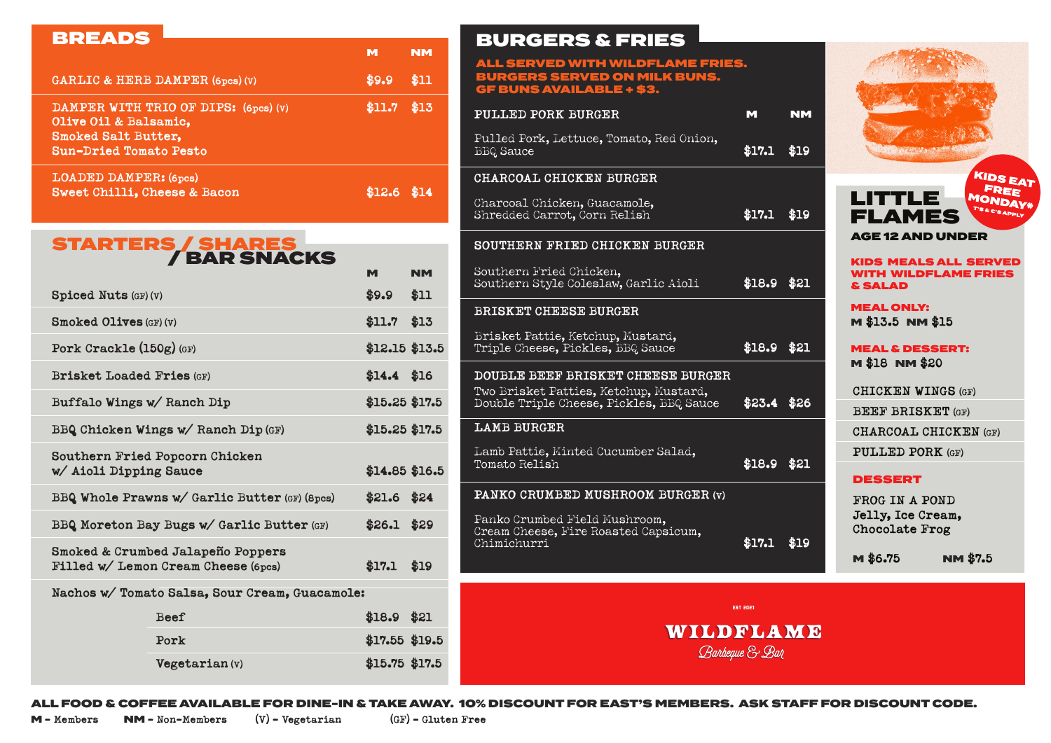## BREADS

| | M | NM |
|---|---|---|
| GARLIC & HERB DAMPER (6pcs) (V) | $9.9 | $11 |
| DAMPER WITH TRIO OF DIPS: (6pcs) (V) Olive Oil & Balsamic, Smoked Salt Butter, Sun-Dried Tomato Pesto | $11.7 | $13 |
| LOADED DAMPER: (6pcs) Sweet Chilli, Cheese & Bacon | $12.6 | $14 |

## STARTERS / SHARES / BAR SNACKS

| | M | NM |
|---|---|---|
| Spiced Nuts (GF) (V) | $9.9 | $11 |
| Smoked Olives (GF) (V) | $11.7 | $13 |
| Pork Crackle (150g) (GF) | $12.15 | $13.5 |
| Brisket Loaded Fries (GF) | $14.4 | $16 |
| Buffalo Wings w/ Ranch Dip | $15.25 | $17.5 |
| BBQ Chicken Wings w/ Ranch Dip (GF) | $15.25 | $17.5 |
| Southern Fried Popcorn Chicken w/ Aioli Dipping Sauce | $14.85 | $16.5 |
| BBQ Whole Prawns w/ Garlic Butter (GF) (8pcs) | $21.6 | $24 |
| BBQ Moreton Bay Bugs w/ Garlic Butter (GF) | $26.1 | $29 |
| Smoked & Crumbed Jalapeño Poppers Filled w/ Lemon Cream Cheese (6pcs) | $17.1 | $19 |
| Nachos w/ Tomato Salsa, Sour Cream, Guacamole: | | |
| Beef | $18.9 | $21 |
| Pork | $17.55 | $19.5 |
| Vegetarian (V) | $15.75 | $17.5 |

## BURGERS & FRIES

**ALL SERVED WITH WILDFLAME FRIES. BURGERS SERVED ON MILK BUNS. GF BUNS AVAILABLE + $3.**

| | M | NM |
|---|---|---|
| PULLED PORK BURGER — Pulled Pork, Lettuce, Tomato, Red Onion, BBQ Sauce | $17.1 | $19 |
| CHARCOAL CHICKEN BURGER — Charcoal Chicken, Guacamole, Shredded Carrot, Corn Relish | $17.1 | $19 |
| SOUTHERN FRIED CHICKEN BURGER — Southern Fried Chicken, Southern Style Coleslaw, Garlic Aioli | $18.9 | $21 |
| BRISKET CHEESE BURGER — Brisket Pattie, Ketchup, Mustard, Triple Cheese, Pickles, BBQ Sauce | $18.9 | $21 |
| DOUBLE BEEF BRISKET CHEESE BURGER — Two Brisket Patties, Ketchup, Mustard, Double Triple Cheese, Pickles, BBQ Sauce | $23.4 | $26 |
| LAMB BURGER — Lamb Pattie, Minted Cucumber Salad, Tomato Relish | $18.9 | $21 |
| PANKO CRUMBED MUSHROOM BURGER (V) — Panko Crumbed Field Mushroom, Cream Cheese, Fire Roasted Capsicum, Chimichurri | $17.1 | $19 |

## LITTLE FLAMES

**KIDS EAT FREE MONDAY\*** T's & C's APPLY

**AGE 12 AND UNDER**

**KIDS MEALS ALL SERVED WITH WILDFLAME FRIES & SALAD**

**MEAL ONLY:** M $13.5 NM $15

**MEAL & DESSERT:** M $18 NM $20

- CHICKEN WINGS (GF)
- BEEF BRISKET (GF)
- CHARCOAL CHICKEN (GF)
- PULLED PORK (GF)

### DESSERT

FROG IN A POND
Jelly, Ice Cream, Chocolate Frog

M $6.75 NM $7.5

EST 2021
WILDFLAME
Barbeque & Bar

**ALL FOOD & COFFEE AVAILABLE FOR DINE-IN & TAKE AWAY. 10% DISCOUNT FOR EAST'S MEMBERS. ASK STAFF FOR DISCOUNT CODE.**

M - Members NM - Non-Members (V) - Vegetarian (GF) - Gluten Free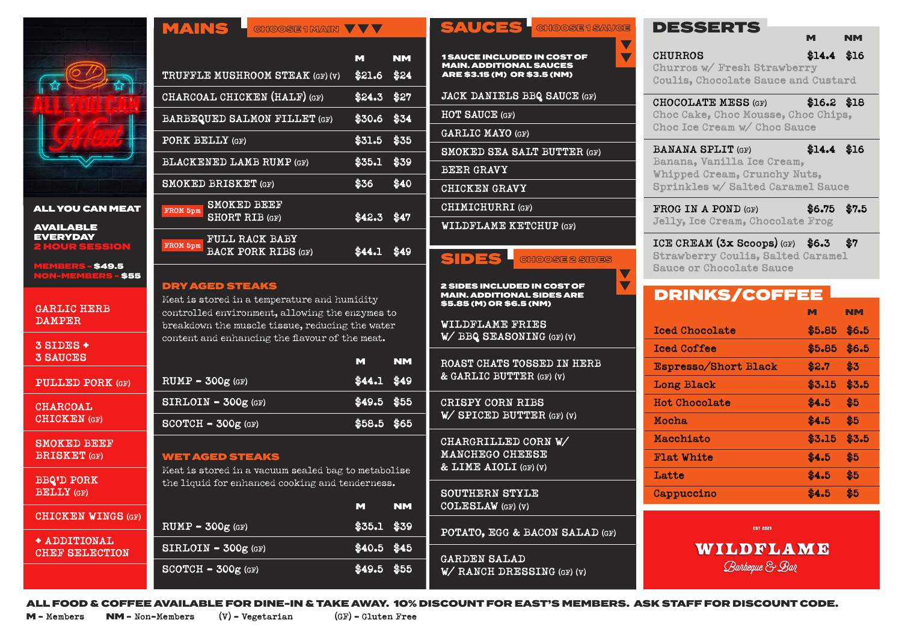## ALL YOU CAN MEAT

ALL YOU CAN MEAT

AVAILABLE EVERYDAY
2 HOUR SESSION

MEMBERS - $49.5
NON-MEMBERS - $55

- GARLIC HERB DAMPER
- 3 SIDES + 3 SAUCES
- PULLED PORK (GF)
- CHARCOAL CHICKEN (GF)
- SMOKED BEEF BRISKET (GF)
- BBQ'D PORK BELLY (GF)
- CHICKEN WINGS (GF)
- + ADDITIONAL CHEF SELECTION

## MAINS

CHOOSE 1 MAIN

| | M | NM |
|---|---|---|
| TRUFFLE MUSHROOM STEAK (GF) (V) | $21.6 | $24 |
| CHARCOAL CHICKEN (HALF) (GF) | $24.3 | $27 |
| BARBEQUED SALMON FILLET (GF) | $30.6 | $34 |
| PORK BELLY (GF) | $31.5 | $35 |
| BLACKENED LAMB RUMP (GF) | $35.1 | $39 |
| SMOKED BRISKET (GF) | $36 | $40 |
| FROM 5pm SMOKED BEEF SHORT RIB (GF) | $42.3 | $47 |
| FROM 5pm FULL RACK BABY BACK PORK RIBS (GF) | $44.1 | $49 |

### DRY AGED STEAKS

Meat is stored in a temperature and humidity controlled environment, allowing the enzymes to breakdown the muscle tissue, reducing the water content and enhancing the flavour of the meat.

| | M | NM |
|---|---|---|
| RUMP - 300g (GF) | $44.1 | $49 |
| SIRLOIN - 300g (GF) | $49.5 | $55 |
| SCOTCH - 300g (GF) | $58.5 | $65 |

### WET AGED STEAKS

Meat is stored in a vacuum sealed bag to metabolise the liquid for enhanced cooking and tenderness.

| | M | NM |
|---|---|---|
| RUMP - 300g (GF) | $35.1 | $39 |
| SIRLOIN - 300g (GF) | $40.5 | $45 |
| SCOTCH - 300g (GF) | $49.5 | $55 |

## SAUCES

CHOOSE 1 SAUCE

1 SAUCE INCLUDED IN COST OF MAIN. ADDITIONAL SAUCES ARE $3.15 (M) OR $3.5 (NM)

- JACK DANIELS BBQ SAUCE (GF)
- HOT SAUCE (GF)
- GARLIC MAYO (GF)
- SMOKED SEA SALT BUTTER (GF)
- BEER GRAVY
- CHICKEN GRAVY
- CHIMICHURRI (GF)
- WILDFLAME KETCHUP (GF)

## SIDES

CHOOSE 2 SIDES

2 SIDES INCLUDED IN COST OF MAIN. ADDITIONAL SIDES ARE $5.85 (M) OR $6.5 (NM)

- WILDFLAME FRIES W/ BBQ SEASONING (GF) (V)
- ROAST CHATS TOSSED IN HERB & GARLIC BUTTER (GF) (V)
- CRISPY CORN RIBS W/ SPICED BUTTER (GF) (V)
- CHARGRILLED CORN W/ MANCHEGO CHEESE & LIME AIOLI (GF) (V)
- SOUTHERN STYLE COLESLAW (GF) (V)
- POTATO, EGG & BACON SALAD (GF)
- GARDEN SALAD W/ RANCH DRESSING (GF) (V)

## DESSERTS

| | M | NM |
|---|---|---|
| CHURROS<br>Churros w/ Fresh Strawberry Coulis, Chocolate Sauce and Custard | $14.4 | $16 |
| CHOCOLATE MESS (GF)<br>Choc Cake, Choc Mousse, Choc Chips, Choc Ice Cream w/ Choc Sauce | $16.2 | $18 |
| BANANA SPLIT (GF)<br>Banana, Vanilla Ice Cream, Whipped Cream, Crunchy Nuts, Sprinkles w/ Salted Caramel Sauce | $14.4 | $16 |
| FROG IN A POND (GF)<br>Jelly, Ice Cream, Chocolate Frog | $6.75 | $7.5 |
| ICE CREAM (3x Scoops) (GF)<br>Strawberry Coulis, Salted Caramel Sauce or Chocolate Sauce | $6.3 | $7 |

## DRINKS/COFFEE

| | M | NM |
|---|---|---|
| Iced Chocolate | $5.85 | $6.5 |
| Iced Coffee | $5.85 | $6.5 |
| Espresso/Short Black | $2.7 | $3 |
| Long Black | $3.15 | $3.5 |
| Hot Chocolate | $4.5 | $5 |
| Mocha | $4.5 | $5 |
| Macchiato | $3.15 | $3.5 |
| Flat White | $4.5 | $5 |
| Latte | $4.5 | $5 |
| Cappuccino | $4.5 | $5 |

EST 2021
WILDFLAME
Barbeque & Bar

ALL FOOD & COFFEE AVAILABLE FOR DINE-IN & TAKE AWAY. 10% DISCOUNT FOR EAST'S MEMBERS. ASK STAFF FOR DISCOUNT CODE.

M - Members NM - Non-Members (V) - Vegetarian (GF) - Gluten Free